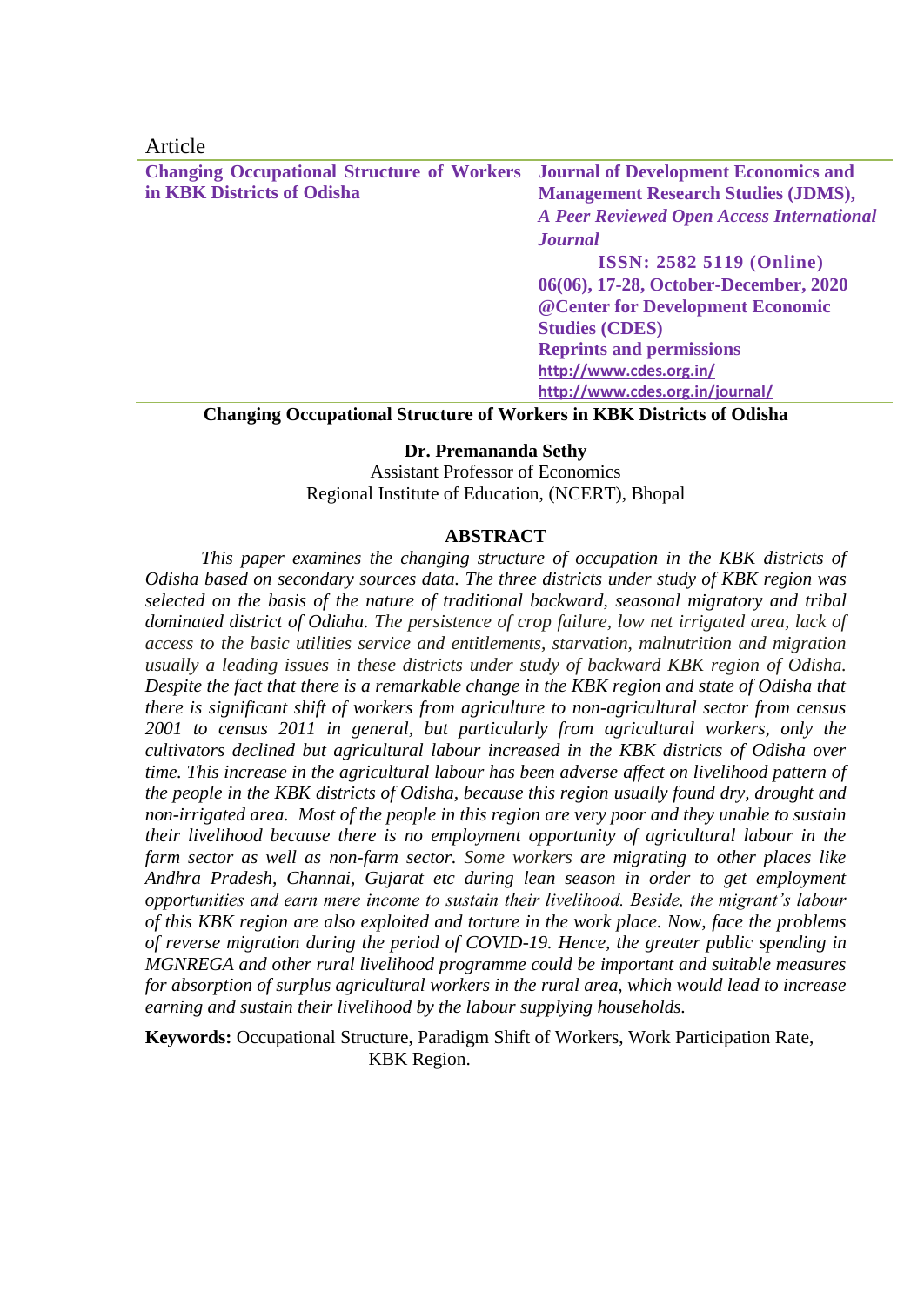Article

**Changing Occupational Structure of Workers in KBK Districts of Odisha**

**Journal of Development Economics and Management Research Studies (JDMS),**
***A Peer Reviewed Open Access International Journal***
**ISSN: 2582 5119 (Online)**
**06(06), 17-28, October-December, 2020**
**@Center for Development Economic Studies (CDES)**
**Reprints and permissions**
**http://www.cdes.org.in/**
**http://www.cdes.org.in/journal/**

# Changing Occupational Structure of Workers in KBK Districts of Odisha

**Dr. Premananda Sethy**
Assistant Professor of Economics
Regional Institute of Education, (NCERT), Bhopal

## ABSTRACT

*This paper examines the changing structure of occupation in the KBK districts of Odisha based on secondary sources data. The three districts under study of KBK region was selected on the basis of the nature of traditional backward, seasonal migratory and tribal dominated district of Odiaha. The persistence of crop failure, low net irrigated area, lack of access to the basic utilities service and entitlements, starvation, malnutrition and migration usually a leading issues in these districts under study of backward KBK region of Odisha. Despite the fact that there is a remarkable change in the KBK region and state of Odisha that there is significant shift of workers from agriculture to non-agricultural sector from census 2001 to census 2011 in general, but particularly from agricultural workers, only the cultivators declined but agricultural labour increased in the KBK districts of Odisha over time. This increase in the agricultural labour has been adverse affect on livelihood pattern of the people in the KBK districts of Odisha, because this region usually found dry, drought and non-irrigated area. Most of the people in this region are very poor and they unable to sustain their livelihood because there is no employment opportunity of agricultural labour in the farm sector as well as non-farm sector. Some workers are migrating to other places like Andhra Pradesh, Channai, Gujarat etc during lean season in order to get employment opportunities and earn mere income to sustain their livelihood. Beside, the migrant's labour of this KBK region are also exploited and torture in the work place. Now, face the problems of reverse migration during the period of COVID-19. Hence, the greater public spending in MGNREGA and other rural livelihood programme could be important and suitable measures for absorption of surplus agricultural workers in the rural area, which would lead to increase earning and sustain their livelihood by the labour supplying households.*

**Keywords:** Occupational Structure, Paradigm Shift of Workers, Work Participation Rate, KBK Region.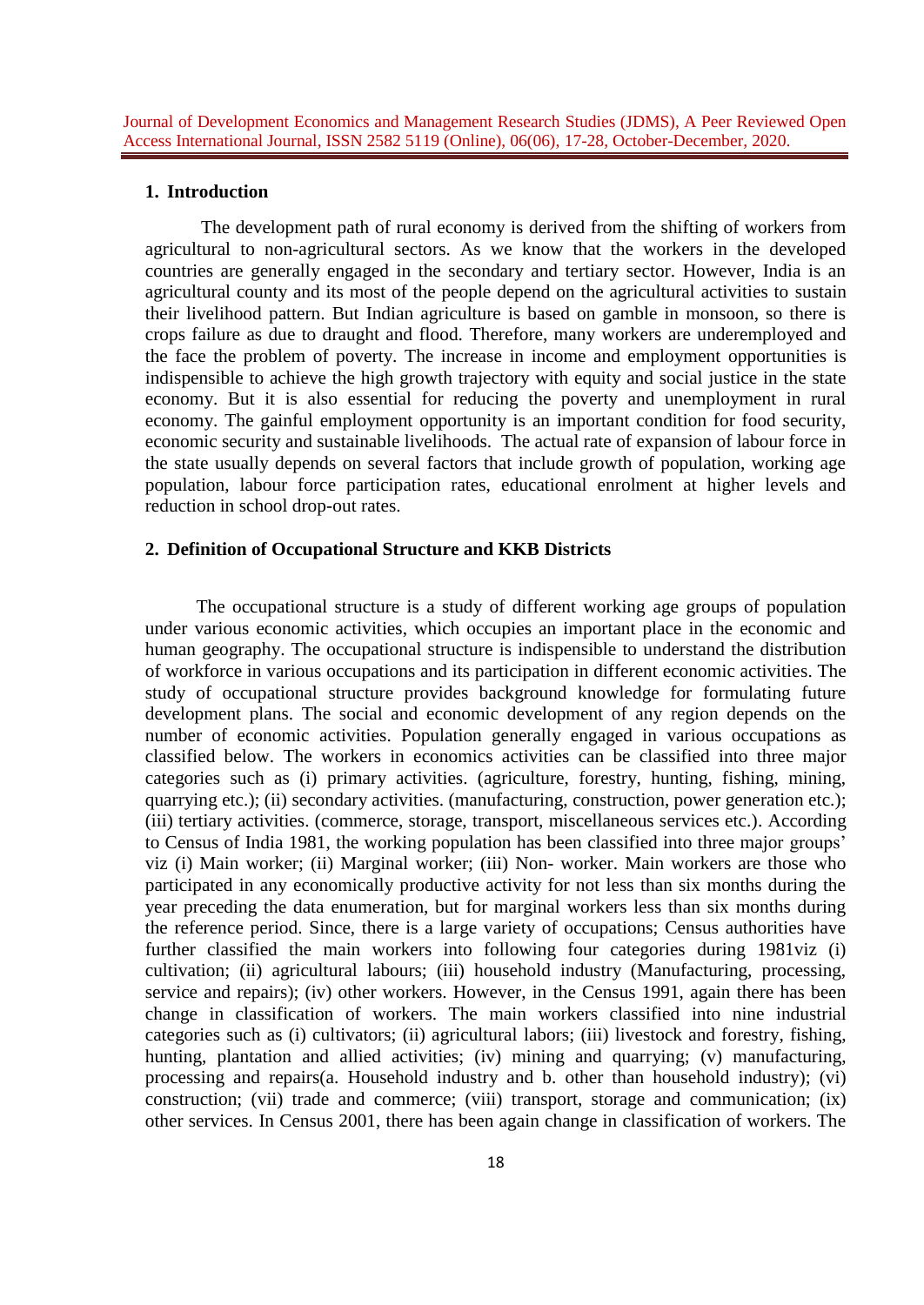## 1. Introduction

The development path of rural economy is derived from the shifting of workers from agricultural to non-agricultural sectors. As we know that the workers in the developed countries are generally engaged in the secondary and tertiary sector. However, India is an agricultural county and its most of the people depend on the agricultural activities to sustain their livelihood pattern. But Indian agriculture is based on gamble in monsoon, so there is crops failure as due to draught and flood. Therefore, many workers are underemployed and the face the problem of poverty. The increase in income and employment opportunities is indispensible to achieve the high growth trajectory with equity and social justice in the state economy. But it is also essential for reducing the poverty and unemployment in rural economy. The gainful employment opportunity is an important condition for food security, economic security and sustainable livelihoods. The actual rate of expansion of labour force in the state usually depends on several factors that include growth of population, working age population, labour force participation rates, educational enrolment at higher levels and reduction in school drop-out rates.

## 2. Definition of Occupational Structure and KKB Districts

The occupational structure is a study of different working age groups of population under various economic activities, which occupies an important place in the economic and human geography. The occupational structure is indispensible to understand the distribution of workforce in various occupations and its participation in different economic activities. The study of occupational structure provides background knowledge for formulating future development plans. The social and economic development of any region depends on the number of economic activities. Population generally engaged in various occupations as classified below. The workers in economics activities can be classified into three major categories such as (i) primary activities. (agriculture, forestry, hunting, fishing, mining, quarrying etc.); (ii) secondary activities. (manufacturing, construction, power generation etc.); (iii) tertiary activities. (commerce, storage, transport, miscellaneous services etc.). According to Census of India 1981, the working population has been classified into three major groups' viz (i) Main worker; (ii) Marginal worker; (iii) Non- worker. Main workers are those who participated in any economically productive activity for not less than six months during the year preceding the data enumeration, but for marginal workers less than six months during the reference period. Since, there is a large variety of occupations; Census authorities have further classified the main workers into following four categories during 1981viz (i) cultivation; (ii) agricultural labours; (iii) household industry (Manufacturing, processing, service and repairs); (iv) other workers. However, in the Census 1991, again there has been change in classification of workers. The main workers classified into nine industrial categories such as (i) cultivators; (ii) agricultural labors; (iii) livestock and forestry, fishing, hunting, plantation and allied activities; (iv) mining and quarrying; (v) manufacturing, processing and repairs(a. Household industry and b. other than household industry); (vi) construction; (vii) trade and commerce; (viii) transport, storage and communication; (ix) other services. In Census 2001, there has been again change in classification of workers. The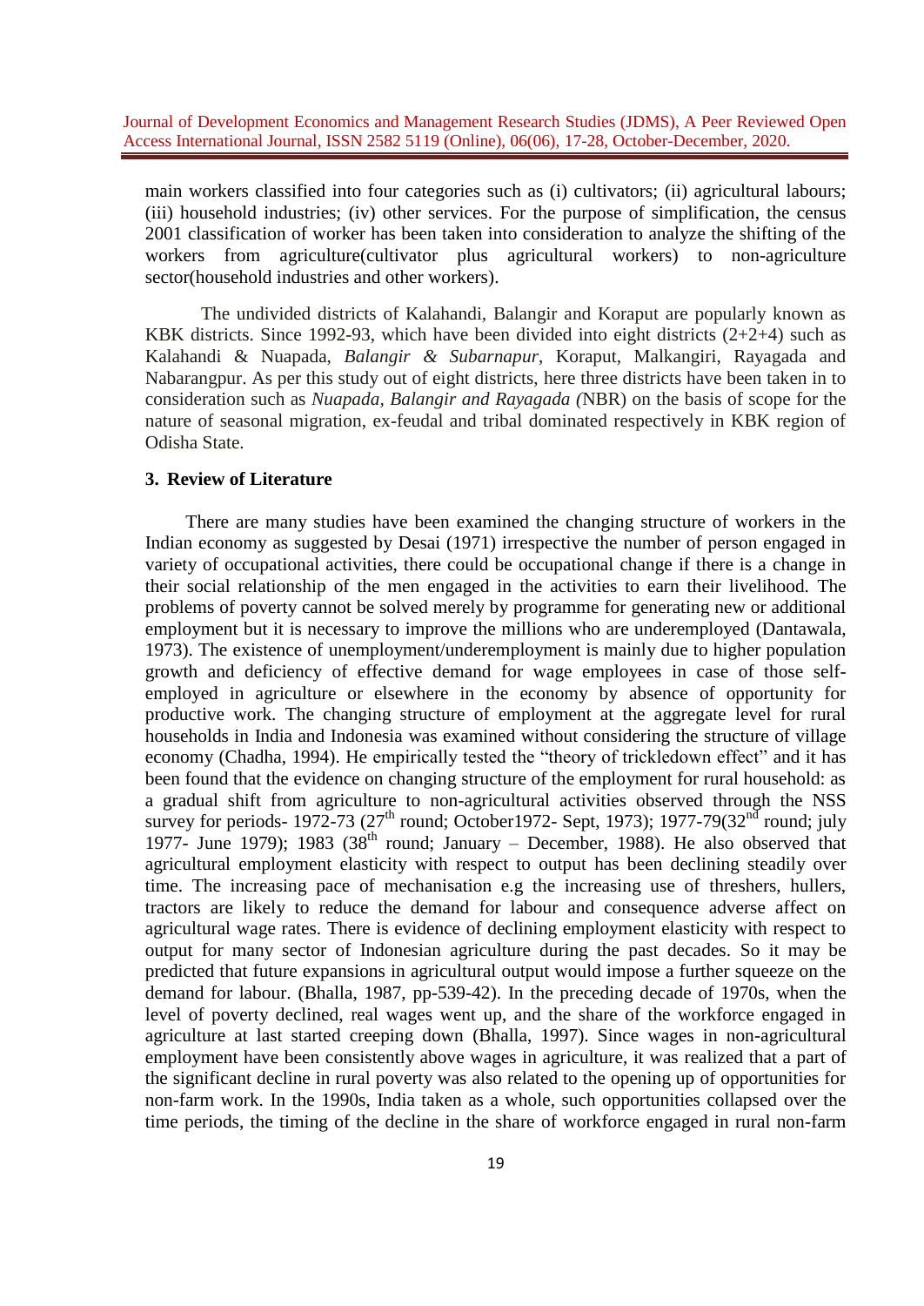main workers classified into four categories such as (i) cultivators; (ii) agricultural labours; (iii) household industries; (iv) other services. For the purpose of simplification, the census 2001 classification of worker has been taken into consideration to analyze the shifting of the workers from agriculture(cultivator plus agricultural workers) to non-agriculture sector(household industries and other workers).

The undivided districts of Kalahandi, Balangir and Koraput are popularly known as KBK districts. Since 1992-93, which have been divided into eight districts (2+2+4) such as Kalahandi & Nuapada, *Balangir & Subarnapur*, Koraput, Malkangiri, Rayagada and Nabarangpur. As per this study out of eight districts, here three districts have been taken in to consideration such as *Nuapada, Balangir and Rayagada (*NBR) on the basis of scope for the nature of seasonal migration, ex-feudal and tribal dominated respectively in KBK region of Odisha State.

## 3. Review of Literature

There are many studies have been examined the changing structure of workers in the Indian economy as suggested by Desai (1971) irrespective the number of person engaged in variety of occupational activities, there could be occupational change if there is a change in their social relationship of the men engaged in the activities to earn their livelihood. The problems of poverty cannot be solved merely by programme for generating new or additional employment but it is necessary to improve the millions who are underemployed (Dantawala, 1973). The existence of unemployment/underemployment is mainly due to higher population growth and deficiency of effective demand for wage employees in case of those self-employed in agriculture or elsewhere in the economy by absence of opportunity for productive work. The changing structure of employment at the aggregate level for rural households in India and Indonesia was examined without considering the structure of village economy (Chadha, 1994). He empirically tested the "theory of trickledown effect" and it has been found that the evidence on changing structure of the employment for rural household: as a gradual shift from agriculture to non-agricultural activities observed through the NSS survey for periods- 1972-73 (27th round; October1972- Sept, 1973); 1977-79(32nd round; july 1977- June 1979); 1983 (38th round; January – December, 1988). He also observed that agricultural employment elasticity with respect to output has been declining steadily over time. The increasing pace of mechanisation e.g the increasing use of threshers, hullers, tractors are likely to reduce the demand for labour and consequence adverse affect on agricultural wage rates. There is evidence of declining employment elasticity with respect to output for many sector of Indonesian agriculture during the past decades. So it may be predicted that future expansions in agricultural output would impose a further squeeze on the demand for labour. (Bhalla, 1987, pp-539-42). In the preceding decade of 1970s, when the level of poverty declined, real wages went up, and the share of the workforce engaged in agriculture at last started creeping down (Bhalla, 1997). Since wages in non-agricultural employment have been consistently above wages in agriculture, it was realized that a part of the significant decline in rural poverty was also related to the opening up of opportunities for non-farm work. In the 1990s, India taken as a whole, such opportunities collapsed over the time periods, the timing of the decline in the share of workforce engaged in rural non-farm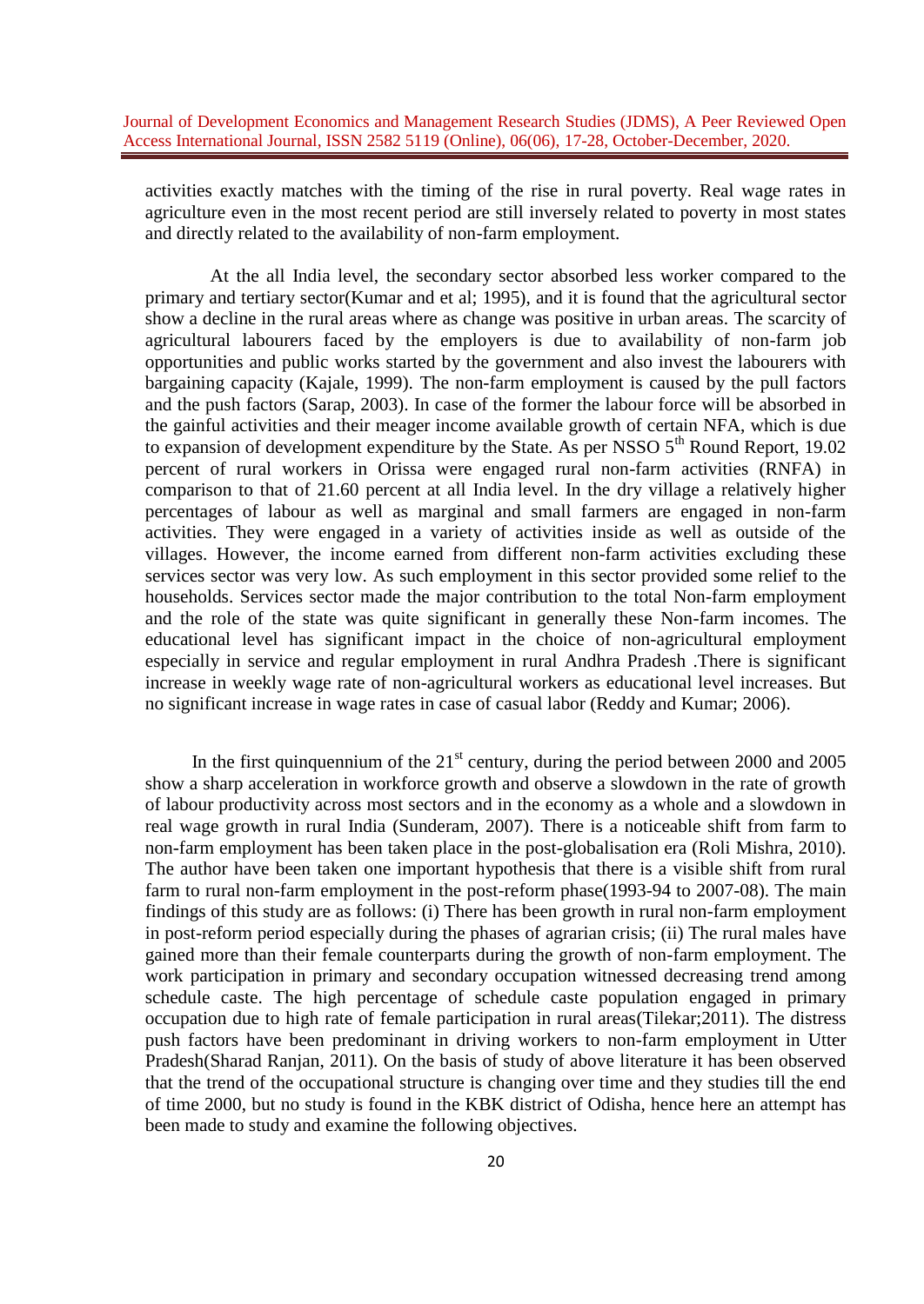activities exactly matches with the timing of the rise in rural poverty. Real wage rates in agriculture even in the most recent period are still inversely related to poverty in most states and directly related to the availability of non-farm employment.

At the all India level, the secondary sector absorbed less worker compared to the primary and tertiary sector(Kumar and et al; 1995), and it is found that the agricultural sector show a decline in the rural areas where as change was positive in urban areas. The scarcity of agricultural labourers faced by the employers is due to availability of non-farm job opportunities and public works started by the government and also invest the labourers with bargaining capacity (Kajale, 1999). The non-farm employment is caused by the pull factors and the push factors (Sarap, 2003). In case of the former the labour force will be absorbed in the gainful activities and their meager income available growth of certain NFA, which is due to expansion of development expenditure by the State. As per NSSO 5th Round Report, 19.02 percent of rural workers in Orissa were engaged rural non-farm activities (RNFA) in comparison to that of 21.60 percent at all India level. In the dry village a relatively higher percentages of labour as well as marginal and small farmers are engaged in non-farm activities. They were engaged in a variety of activities inside as well as outside of the villages. However, the income earned from different non-farm activities excluding these services sector was very low. As such employment in this sector provided some relief to the households. Services sector made the major contribution to the total Non-farm employment and the role of the state was quite significant in generally these Non-farm incomes. The educational level has significant impact in the choice of non-agricultural employment especially in service and regular employment in rural Andhra Pradesh .There is significant increase in weekly wage rate of non-agricultural workers as educational level increases. But no significant increase in wage rates in case of casual labor (Reddy and Kumar; 2006).

In the first quinquennium of the 21st century, during the period between 2000 and 2005 show a sharp acceleration in workforce growth and observe a slowdown in the rate of growth of labour productivity across most sectors and in the economy as a whole and a slowdown in real wage growth in rural India (Sunderam, 2007). There is a noticeable shift from farm to non-farm employment has been taken place in the post-globalisation era (Roli Mishra, 2010). The author have been taken one important hypothesis that there is a visible shift from rural farm to rural non-farm employment in the post-reform phase(1993-94 to 2007-08). The main findings of this study are as follows: (i) There has been growth in rural non-farm employment in post-reform period especially during the phases of agrarian crisis; (ii) The rural males have gained more than their female counterparts during the growth of non-farm employment. The work participation in primary and secondary occupation witnessed decreasing trend among schedule caste. The high percentage of schedule caste population engaged in primary occupation due to high rate of female participation in rural areas(Tilekar;2011). The distress push factors have been predominant in driving workers to non-farm employment in Utter Pradesh(Sharad Ranjan, 2011). On the basis of study of above literature it has been observed that the trend of the occupational structure is changing over time and they studies till the end of time 2000, but no study is found in the KBK district of Odisha, hence here an attempt has been made to study and examine the following objectives.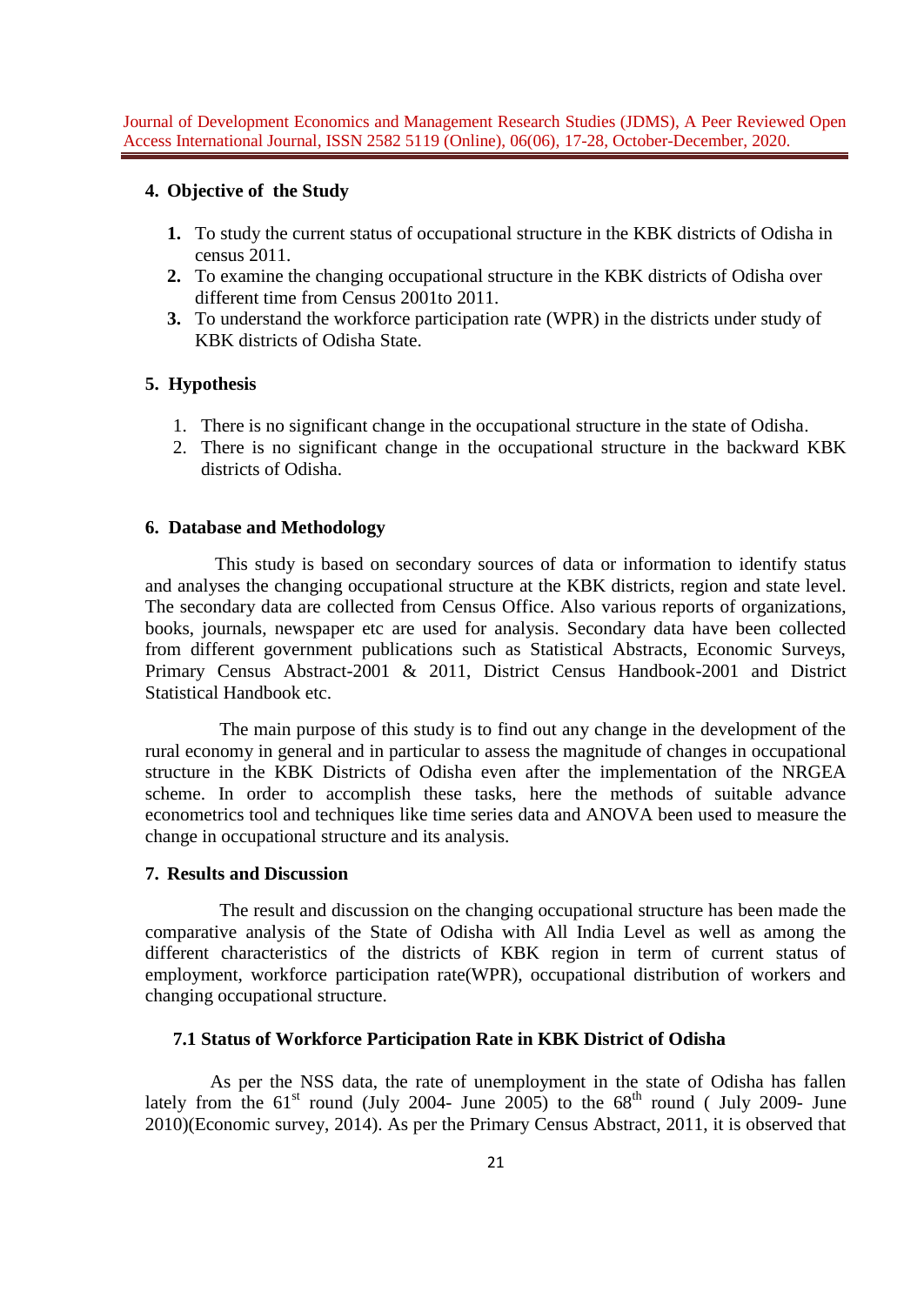## 4. Objective of the Study

1. To study the current status of occupational structure in the KBK districts of Odisha in census 2011.
2. To examine the changing occupational structure in the KBK districts of Odisha over different time from Census 2001to 2011.
3. To understand the workforce participation rate (WPR) in the districts under study of KBK districts of Odisha State.

## 5. Hypothesis

1. There is no significant change in the occupational structure in the state of Odisha.
2. There is no significant change in the occupational structure in the backward KBK districts of Odisha.

## 6. Database and Methodology

This study is based on secondary sources of data or information to identify status and analyses the changing occupational structure at the KBK districts, region and state level. The secondary data are collected from Census Office. Also various reports of organizations, books, journals, newspaper etc are used for analysis. Secondary data have been collected from different government publications such as Statistical Abstracts, Economic Surveys, Primary Census Abstract-2001 & 2011, District Census Handbook-2001 and District Statistical Handbook etc.

The main purpose of this study is to find out any change in the development of the rural economy in general and in particular to assess the magnitude of changes in occupational structure in the KBK Districts of Odisha even after the implementation of the NRGEA scheme. In order to accomplish these tasks, here the methods of suitable advance econometrics tool and techniques like time series data and ANOVA been used to measure the change in occupational structure and its analysis.

## 7. Results and Discussion

The result and discussion on the changing occupational structure has been made the comparative analysis of the State of Odisha with All India Level as well as among the different characteristics of the districts of KBK region in term of current status of employment, workforce participation rate(WPR), occupational distribution of workers and changing occupational structure.

### 7.1 Status of Workforce Participation Rate in KBK District of Odisha

As per the NSS data, the rate of unemployment in the state of Odisha has fallen lately from the 61st round (July 2004- June 2005) to the 68th round ( July 2009- June 2010)(Economic survey, 2014). As per the Primary Census Abstract, 2011, it is observed that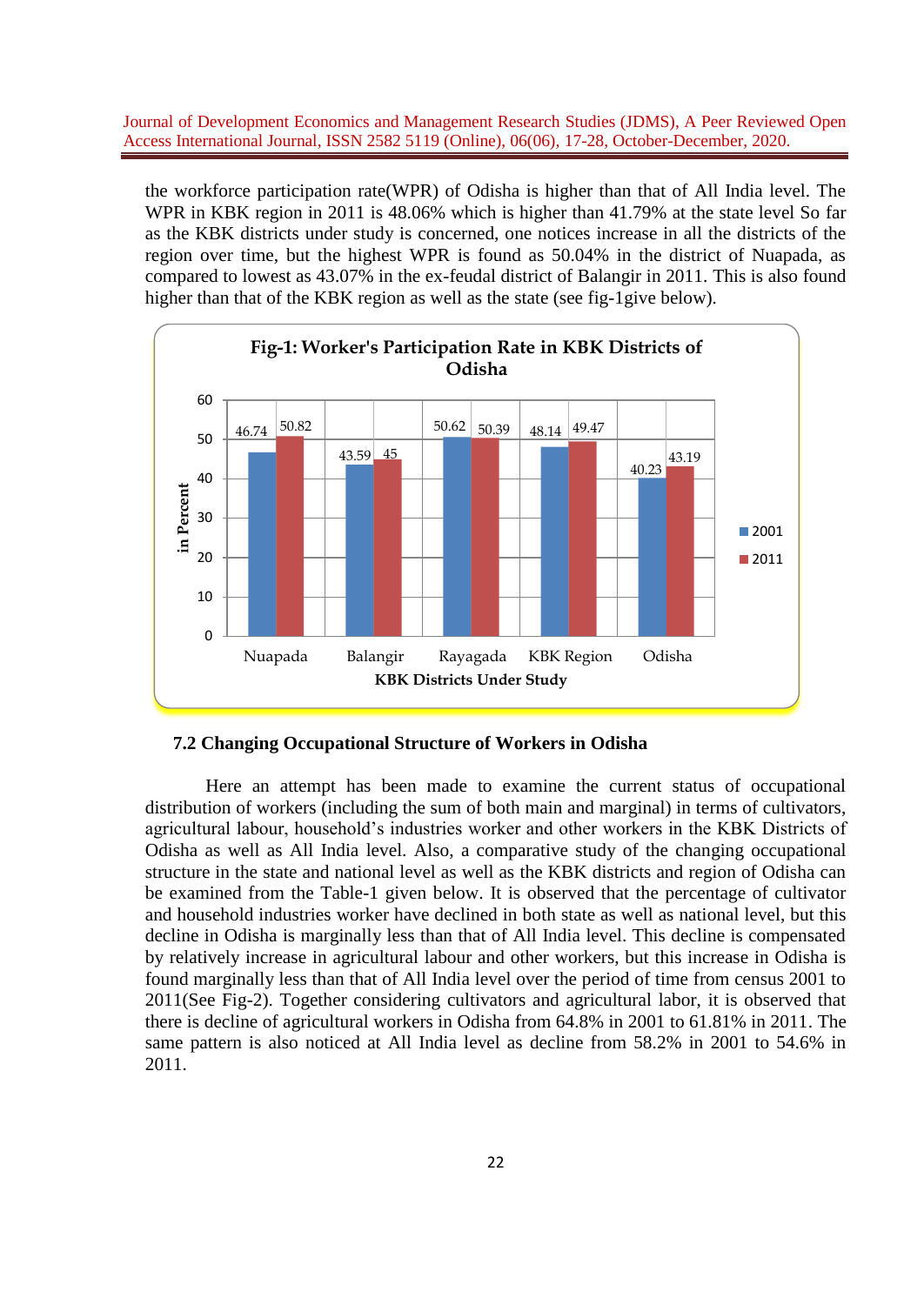the workforce participation rate(WPR) of Odisha is higher than that of All India level. The WPR in KBK region in 2011 is 48.06% which is higher than 41.79% at the state level So far as the KBK districts under study is concerned, one notices increase in all the districts of the region over time, but the highest WPR is found as 50.04% in the district of Nuapada, as compared to lowest as 43.07% in the ex-feudal district of Balangir in 2011. This is also found higher than that of the KBK region as well as the state (see fig-1give below).

**Fig-1: Worker's Participation Rate in KBK Districts of Odisha**

| KBK Districts Under Study | 2001 | 2011 |
|---|---|---|
| Nuapada | 46.74 | 50.82 |
| Balangir | 43.59 | 45 |
| Rayagada | 50.62 | 50.39 |
| KBK Region | 48.14 | 49.47 |
| Odisha | 40.23 | 43.19 |

### 7.2 Changing Occupational Structure of Workers in Odisha

Here an attempt has been made to examine the current status of occupational distribution of workers (including the sum of both main and marginal) in terms of cultivators, agricultural labour, household's industries worker and other workers in the KBK Districts of Odisha as well as All India level. Also, a comparative study of the changing occupational structure in the state and national level as well as the KBK districts and region of Odisha can be examined from the Table-1 given below. It is observed that the percentage of cultivator and household industries worker have declined in both state as well as national level, but this decline in Odisha is marginally less than that of All India level. This decline is compensated by relatively increase in agricultural labour and other workers, but this increase in Odisha is found marginally less than that of All India level over the period of time from census 2001 to 2011(See Fig-2). Together considering cultivators and agricultural labor, it is observed that there is decline of agricultural workers in Odisha from 64.8% in 2001 to 61.81% in 2011. The same pattern is also noticed at All India level as decline from 58.2% in 2001 to 54.6% in 2011.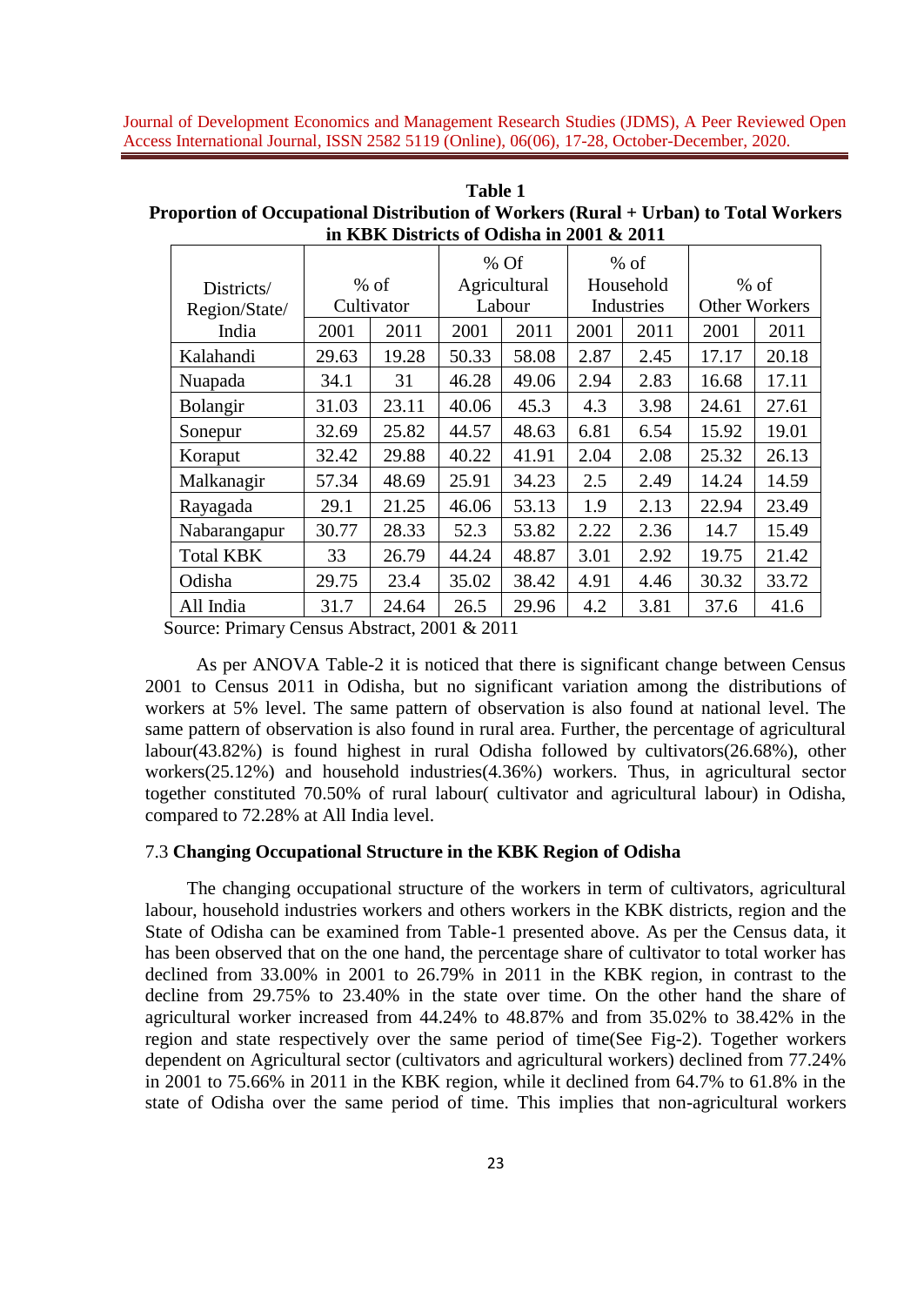**Table 1**

**Proportion of Occupational Distribution of Workers (Rural + Urban) to Total Workers in KBK Districts of Odisha in 2001 & 2011**

| Districts/ Region/State/ India | % of Cultivator | | % Of Agricultural Labour | | % of Household Industries | | % of Other Workers | |
|---|---|---|---|---|---|---|---|---|
| | 2001 | 2011 | 2001 | 2011 | 2001 | 2011 | 2001 | 2011 |
| Kalahandi | 29.63 | 19.28 | 50.33 | 58.08 | 2.87 | 2.45 | 17.17 | 20.18 |
| Nuapada | 34.1 | 31 | 46.28 | 49.06 | 2.94 | 2.83 | 16.68 | 17.11 |
| Bolangir | 31.03 | 23.11 | 40.06 | 45.3 | 4.3 | 3.98 | 24.61 | 27.61 |
| Sonepur | 32.69 | 25.82 | 44.57 | 48.63 | 6.81 | 6.54 | 15.92 | 19.01 |
| Koraput | 32.42 | 29.88 | 40.22 | 41.91 | 2.04 | 2.08 | 25.32 | 26.13 |
| Malkanagir | 57.34 | 48.69 | 25.91 | 34.23 | 2.5 | 2.49 | 14.24 | 14.59 |
| Rayagada | 29.1 | 21.25 | 46.06 | 53.13 | 1.9 | 2.13 | 22.94 | 23.49 |
| Nabarangapur | 30.77 | 28.33 | 52.3 | 53.82 | 2.22 | 2.36 | 14.7 | 15.49 |
| Total KBK | 33 | 26.79 | 44.24 | 48.87 | 3.01 | 2.92 | 19.75 | 21.42 |
| Odisha | 29.75 | 23.4 | 35.02 | 38.42 | 4.91 | 4.46 | 30.32 | 33.72 |
| All India | 31.7 | 24.64 | 26.5 | 29.96 | 4.2 | 3.81 | 37.6 | 41.6 |

Source: Primary Census Abstract, 2001 & 2011

As per ANOVA Table-2 it is noticed that there is significant change between Census 2001 to Census 2011 in Odisha, but no significant variation among the distributions of workers at 5% level. The same pattern of observation is also found at national level. The same pattern of observation is also found in rural area. Further, the percentage of agricultural labour(43.82%) is found highest in rural Odisha followed by cultivators(26.68%), other workers(25.12%) and household industries(4.36%) workers. Thus, in agricultural sector together constituted 70.50% of rural labour( cultivator and agricultural labour) in Odisha, compared to 72.28% at All India level.

### 7.3 **Changing Occupational Structure in the KBK Region of Odisha**

The changing occupational structure of the workers in term of cultivators, agricultural labour, household industries workers and others workers in the KBK districts, region and the State of Odisha can be examined from Table-1 presented above. As per the Census data, it has been observed that on the one hand, the percentage share of cultivator to total worker has declined from 33.00% in 2001 to 26.79% in 2011 in the KBK region, in contrast to the decline from 29.75% to 23.40% in the state over time. On the other hand the share of agricultural worker increased from 44.24% to 48.87% and from 35.02% to 38.42% in the region and state respectively over the same period of time(See Fig-2). Together workers dependent on Agricultural sector (cultivators and agricultural workers) declined from 77.24% in 2001 to 75.66% in 2011 in the KBK region, while it declined from 64.7% to 61.8% in the state of Odisha over the same period of time. This implies that non-agricultural workers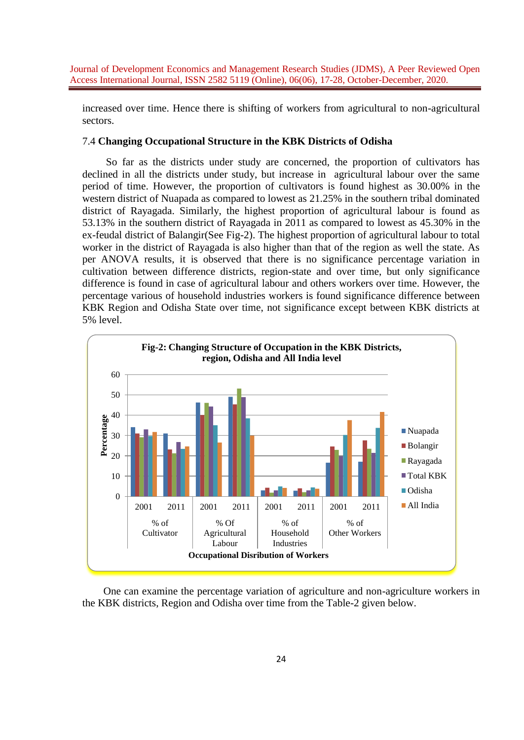increased over time. Hence there is shifting of workers from agricultural to non-agricultural sectors.

### 7.4 **Changing Occupational Structure in the KBK Districts of Odisha**

So far as the districts under study are concerned, the proportion of cultivators has declined in all the districts under study, but increase in agricultural labour over the same period of time. However, the proportion of cultivators is found highest as 30.00% in the western district of Nuapada as compared to lowest as 21.25% in the southern tribal dominated district of Rayagada. Similarly, the highest proportion of agricultural labour is found as 53.13% in the southern district of Rayagada in 2011 as compared to lowest as 45.30% in the ex-feudal district of Balangir(See Fig-2). The highest proportion of agricultural labour to total worker in the district of Rayagada is also higher than that of the region as well the state. As per ANOVA results, it is observed that there is no significance percentage variation in cultivation between difference districts, region-state and over time, but only significance difference is found in case of agricultural labour and others workers over time. However, the percentage various of household industries workers is found significance difference between KBK Region and Odisha State over time, not significance except between KBK districts at 5% level.

**Fig-2: Changing Structure of Occupation in the KBK Districts, region, Odisha and All India level**

One can examine the percentage variation of agriculture and non-agriculture workers in the KBK districts, Region and Odisha over time from the Table-2 given below.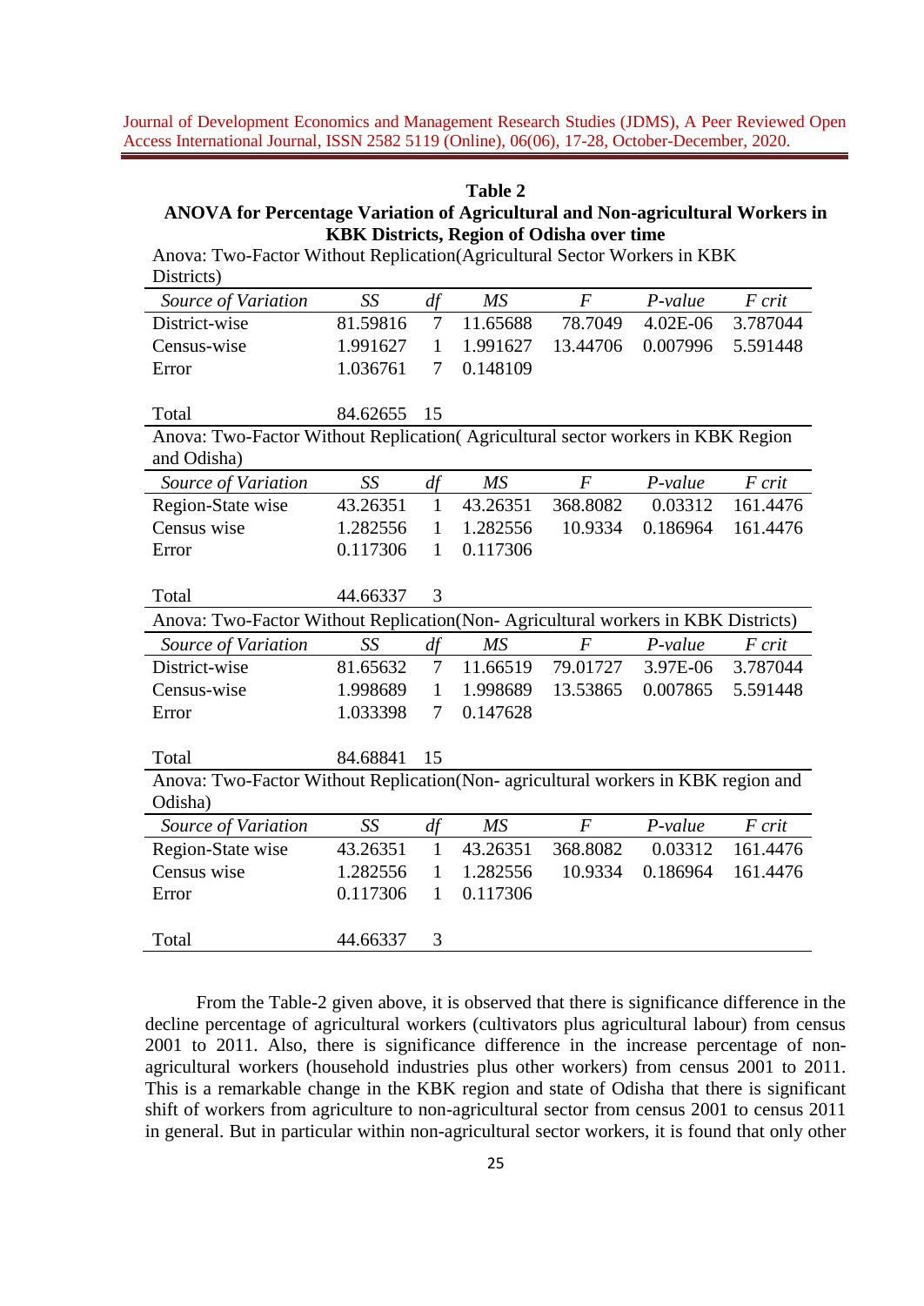**Table 2**
**ANOVA for Percentage Variation of Agricultural and Non-agricultural Workers in KBK Districts, Region of Odisha over time**

Anova: Two-Factor Without Replication(Agricultural Sector Workers in KBK Districts)

| *Source of Variation* | *SS* | *df* | *MS* | *F* | *P-value* | *F crit* |
|---|---|---|---|---|---|---|
| District-wise | 81.59816 | 7 | 11.65688 | 78.7049 | 4.02E-06 | 3.787044 |
| Census-wise | 1.991627 | 1 | 1.991627 | 13.44706 | 0.007996 | 5.591448 |
| Error | 1.036761 | 7 | 0.148109 | | | |
| | | | | | | |
| Total | 84.62655 | 15 | | | | |

Anova: Two-Factor Without Replication( Agricultural sector workers in KBK Region and Odisha)

| *Source of Variation* | *SS* | *df* | *MS* | *F* | *P-value* | *F crit* |
|---|---|---|---|---|---|---|
| Region-State wise | 43.26351 | 1 | 43.26351 | 368.8082 | 0.03312 | 161.4476 |
| Census wise | 1.282556 | 1 | 1.282556 | 10.9334 | 0.186964 | 161.4476 |
| Error | 0.117306 | 1 | 0.117306 | | | |
| | | | | | | |
| Total | 44.66337 | 3 | | | | |

Anova: Two-Factor Without Replication(Non- Agricultural workers in KBK Districts)

| *Source of Variation* | *SS* | *df* | *MS* | *F* | *P-value* | *F crit* |
|---|---|---|---|---|---|---|
| District-wise | 81.65632 | 7 | 11.66519 | 79.01727 | 3.97E-06 | 3.787044 |
| Census-wise | 1.998689 | 1 | 1.998689 | 13.53865 | 0.007865 | 5.591448 |
| Error | 1.033398 | 7 | 0.147628 | | | |
| | | | | | | |
| Total | 84.68841 | 15 | | | | |

Anova: Two-Factor Without Replication(Non- agricultural workers in KBK region and Odisha)

| *Source of Variation* | *SS* | *df* | *MS* | *F* | *P-value* | *F crit* |
|---|---|---|---|---|---|---|
| Region-State wise | 43.26351 | 1 | 43.26351 | 368.8082 | 0.03312 | 161.4476 |
| Census wise | 1.282556 | 1 | 1.282556 | 10.9334 | 0.186964 | 161.4476 |
| Error | 0.117306 | 1 | 0.117306 | | | |
| | | | | | | |
| Total | 44.66337 | 3 | | | | |

From the Table-2 given above, it is observed that there is significance difference in the decline percentage of agricultural workers (cultivators plus agricultural labour) from census 2001 to 2011. Also, there is significance difference in the increase percentage of non-agricultural workers (household industries plus other workers) from census 2001 to 2011. This is a remarkable change in the KBK region and state of Odisha that there is significant shift of workers from agriculture to non-agricultural sector from census 2001 to census 2011 in general. But in particular within non-agricultural sector workers, it is found that only other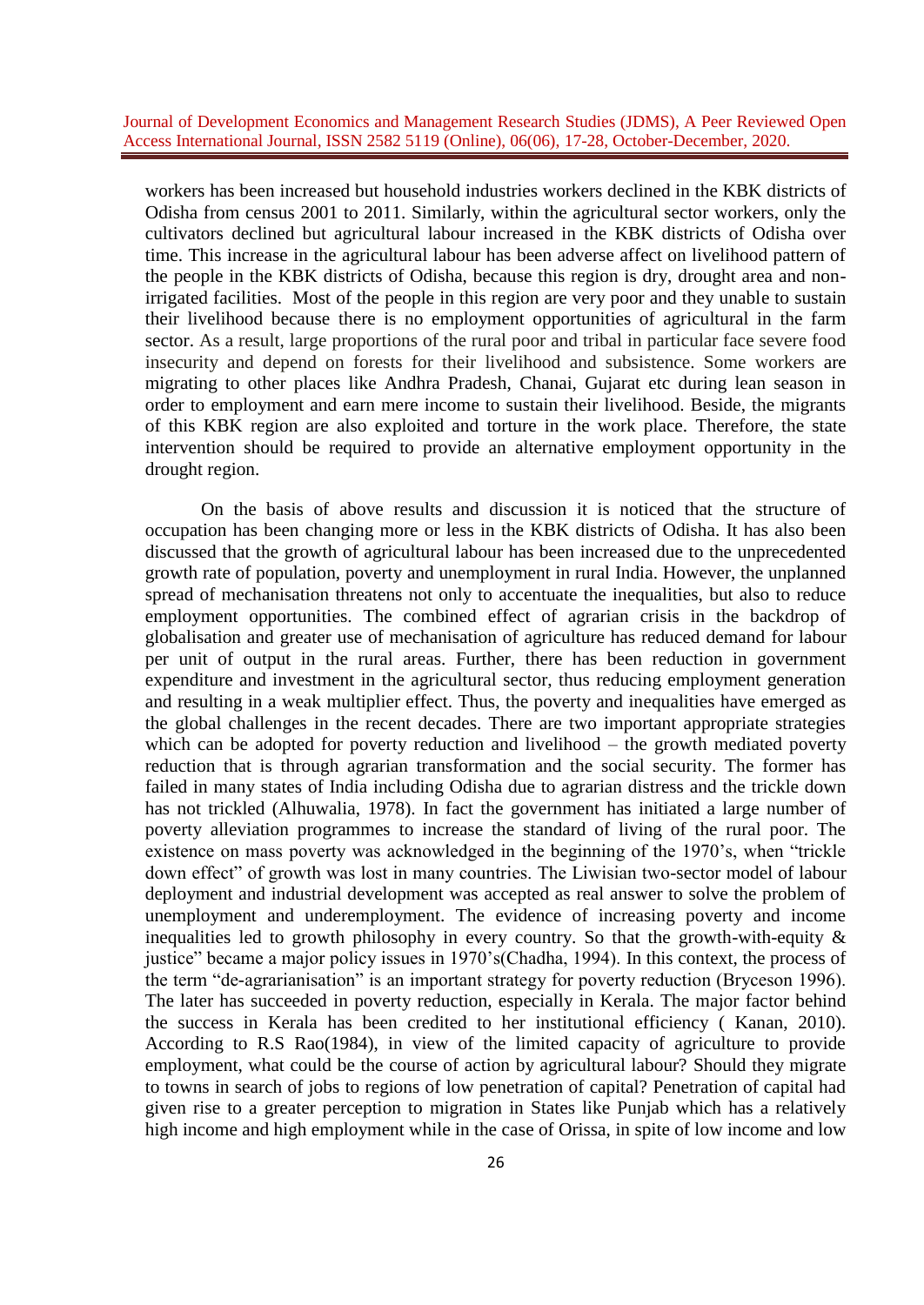workers has been increased but household industries workers declined in the KBK districts of Odisha from census 2001 to 2011. Similarly, within the agricultural sector workers, only the cultivators declined but agricultural labour increased in the KBK districts of Odisha over time. This increase in the agricultural labour has been adverse affect on livelihood pattern of the people in the KBK districts of Odisha, because this region is dry, drought area and non-irrigated facilities. Most of the people in this region are very poor and they unable to sustain their livelihood because there is no employment opportunities of agricultural in the farm sector. As a result, large proportions of the rural poor and tribal in particular face severe food insecurity and depend on forests for their livelihood and subsistence. Some workers are migrating to other places like Andhra Pradesh, Chanai, Gujarat etc during lean season in order to employment and earn mere income to sustain their livelihood. Beside, the migrants of this KBK region are also exploited and torture in the work place. Therefore, the state intervention should be required to provide an alternative employment opportunity in the drought region.

On the basis of above results and discussion it is noticed that the structure of occupation has been changing more or less in the KBK districts of Odisha. It has also been discussed that the growth of agricultural labour has been increased due to the unprecedented growth rate of population, poverty and unemployment in rural India. However, the unplanned spread of mechanisation threatens not only to accentuate the inequalities, but also to reduce employment opportunities. The combined effect of agrarian crisis in the backdrop of globalisation and greater use of mechanisation of agriculture has reduced demand for labour per unit of output in the rural areas. Further, there has been reduction in government expenditure and investment in the agricultural sector, thus reducing employment generation and resulting in a weak multiplier effect. Thus, the poverty and inequalities have emerged as the global challenges in the recent decades. There are two important appropriate strategies which can be adopted for poverty reduction and livelihood – the growth mediated poverty reduction that is through agrarian transformation and the social security. The former has failed in many states of India including Odisha due to agrarian distress and the trickle down has not trickled (Alhuwalia, 1978). In fact the government has initiated a large number of poverty alleviation programmes to increase the standard of living of the rural poor. The existence on mass poverty was acknowledged in the beginning of the 1970's, when "trickle down effect" of growth was lost in many countries. The Liwisian two-sector model of labour deployment and industrial development was accepted as real answer to solve the problem of unemployment and underemployment. The evidence of increasing poverty and income inequalities led to growth philosophy in every country. So that the growth-with-equity & justice" became a major policy issues in 1970's(Chadha, 1994). In this context, the process of the term "de-agrarianisation" is an important strategy for poverty reduction (Bryceson 1996). The later has succeeded in poverty reduction, especially in Kerala. The major factor behind the success in Kerala has been credited to her institutional efficiency ( Kanan, 2010). According to R.S Rao(1984), in view of the limited capacity of agriculture to provide employment, what could be the course of action by agricultural labour? Should they migrate to towns in search of jobs to regions of low penetration of capital? Penetration of capital had given rise to a greater perception to migration in States like Punjab which has a relatively high income and high employment while in the case of Orissa, in spite of low income and low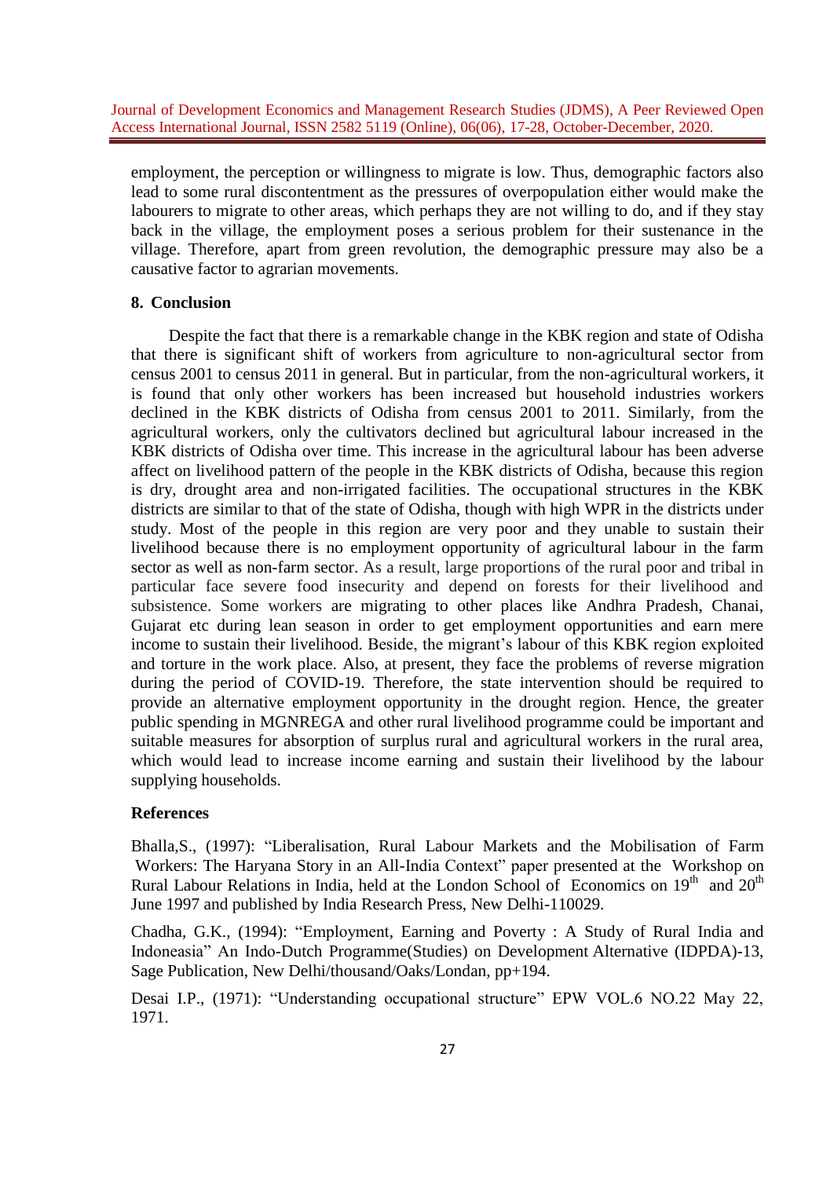employment, the perception or willingness to migrate is low. Thus, demographic factors also lead to some rural discontentment as the pressures of overpopulation either would make the labourers to migrate to other areas, which perhaps they are not willing to do, and if they stay back in the village, the employment poses a serious problem for their sustenance in the village. Therefore, apart from green revolution, the demographic pressure may also be a causative factor to agrarian movements.

## 8. Conclusion

Despite the fact that there is a remarkable change in the KBK region and state of Odisha that there is significant shift of workers from agriculture to non-agricultural sector from census 2001 to census 2011 in general. But in particular, from the non-agricultural workers, it is found that only other workers has been increased but household industries workers declined in the KBK districts of Odisha from census 2001 to 2011. Similarly, from the agricultural workers, only the cultivators declined but agricultural labour increased in the KBK districts of Odisha over time. This increase in the agricultural labour has been adverse affect on livelihood pattern of the people in the KBK districts of Odisha, because this region is dry, drought area and non-irrigated facilities. The occupational structures in the KBK districts are similar to that of the state of Odisha, though with high WPR in the districts under study. Most of the people in this region are very poor and they unable to sustain their livelihood because there is no employment opportunity of agricultural labour in the farm sector as well as non-farm sector. As a result, large proportions of the rural poor and tribal in particular face severe food insecurity and depend on forests for their livelihood and subsistence. Some workers are migrating to other places like Andhra Pradesh, Chanai, Gujarat etc during lean season in order to get employment opportunities and earn mere income to sustain their livelihood. Beside, the migrant's labour of this KBK region exploited and torture in the work place. Also, at present, they face the problems of reverse migration during the period of COVID-19. Therefore, the state intervention should be required to provide an alternative employment opportunity in the drought region. Hence, the greater public spending in MGNREGA and other rural livelihood programme could be important and suitable measures for absorption of surplus rural and agricultural workers in the rural area, which would lead to increase income earning and sustain their livelihood by the labour supplying households.

## References

Bhalla,S., (1997): "Liberalisation, Rural Labour Markets and the Mobilisation of Farm Workers: The Haryana Story in an All-India Context" paper presented at the Workshop on Rural Labour Relations in India, held at the London School of Economics on 19th and 20th June 1997 and published by India Research Press, New Delhi-110029.

Chadha, G.K., (1994): "Employment, Earning and Poverty : A Study of Rural India and Indoneasia" An Indo-Dutch Programme(Studies) on Development Alternative (IDPDA)-13, Sage Publication, New Delhi/thousand/Oaks/Londan, pp+194.

Desai I.P., (1971): "Understanding occupational structure" EPW VOL.6 NO.22 May 22, 1971.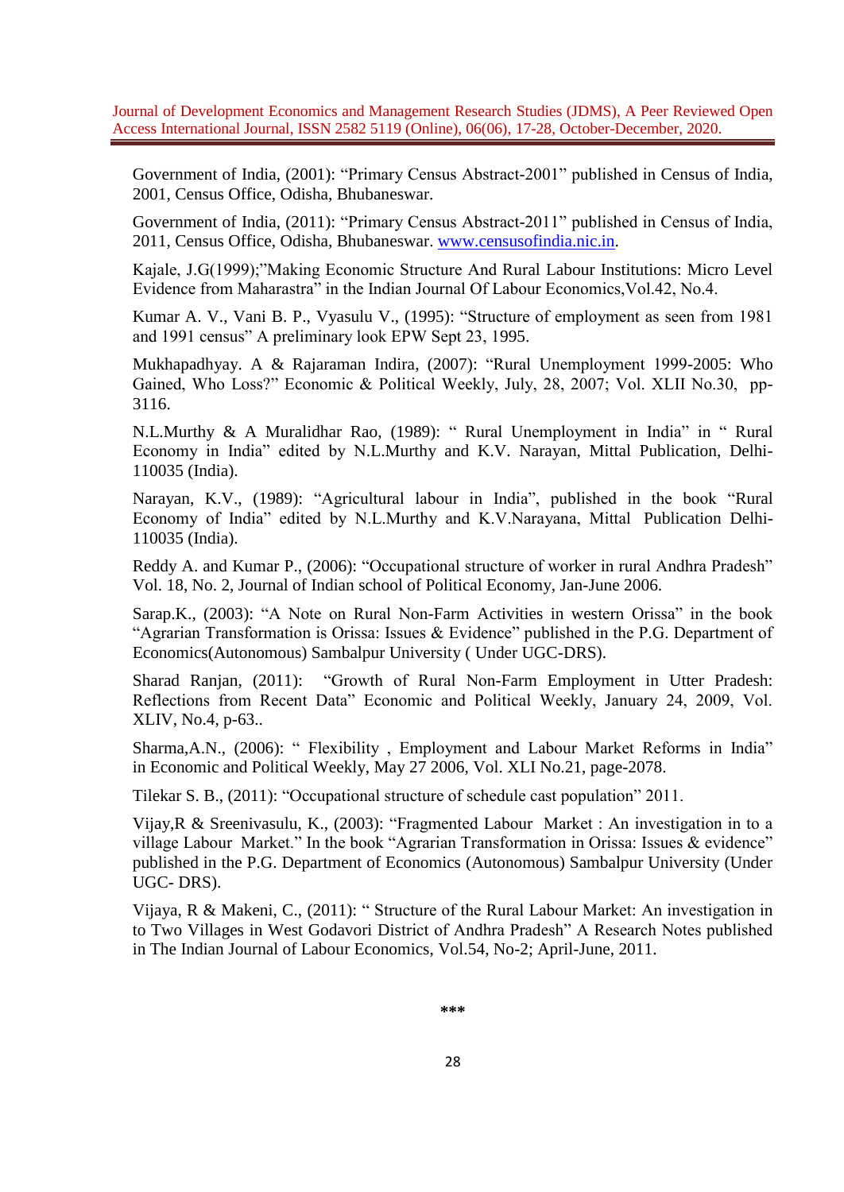Government of India, (2001): "Primary Census Abstract-2001" published in Census of India, 2001, Census Office, Odisha, Bhubaneswar.

Government of India, (2011): "Primary Census Abstract-2011" published in Census of India, 2011, Census Office, Odisha, Bhubaneswar. www.censusofindia.nic.in.

Kajale, J.G(1999);"Making Economic Structure And Rural Labour Institutions: Micro Level Evidence from Maharastra" in the Indian Journal Of Labour Economics,Vol.42, No.4.

Kumar A. V., Vani B. P., Vyasulu V., (1995): "Structure of employment as seen from 1981 and 1991 census" A preliminary look EPW Sept 23, 1995.

Mukhapadhyay. A & Rajaraman Indira, (2007): "Rural Unemployment 1999-2005: Who Gained, Who Loss?" Economic & Political Weekly, July, 28, 2007; Vol. XLII No.30, pp-3116.

N.L.Murthy & A Muralidhar Rao, (1989): " Rural Unemployment in India" in " Rural Economy in India" edited by N.L.Murthy and K.V. Narayan, Mittal Publication, Delhi-110035 (India).

Narayan, K.V., (1989): "Agricultural labour in India", published in the book "Rural Economy of India" edited by N.L.Murthy and K.V.Narayana, Mittal Publication Delhi-110035 (India).

Reddy A. and Kumar P., (2006): "Occupational structure of worker in rural Andhra Pradesh" Vol. 18, No. 2, Journal of Indian school of Political Economy, Jan-June 2006.

Sarap.K., (2003): "A Note on Rural Non-Farm Activities in western Orissa" in the book "Agrarian Transformation is Orissa: Issues & Evidence" published in the P.G. Department of Economics(Autonomous) Sambalpur University ( Under UGC-DRS).

Sharad Ranjan, (2011): "Growth of Rural Non-Farm Employment in Utter Pradesh: Reflections from Recent Data" Economic and Political Weekly, January 24, 2009, Vol. XLIV, No.4, p-63..

Sharma,A.N., (2006): " Flexibility , Employment and Labour Market Reforms in India" in Economic and Political Weekly, May 27 2006, Vol. XLI No.21, page-2078.

Tilekar S. B., (2011): "Occupational structure of schedule cast population" 2011.

Vijay,R & Sreenivasulu, K., (2003): "Fragmented Labour Market : An investigation in to a village Labour Market." In the book "Agrarian Transformation in Orissa: Issues & evidence" published in the P.G. Department of Economics (Autonomous) Sambalpur University (Under UGC- DRS).

Vijaya, R & Makeni, C., (2011): " Structure of the Rural Labour Market: An investigation in to Two Villages in West Godavori District of Andhra Pradesh" A Research Notes published in The Indian Journal of Labour Economics, Vol.54, No-2; April-June, 2011.

***